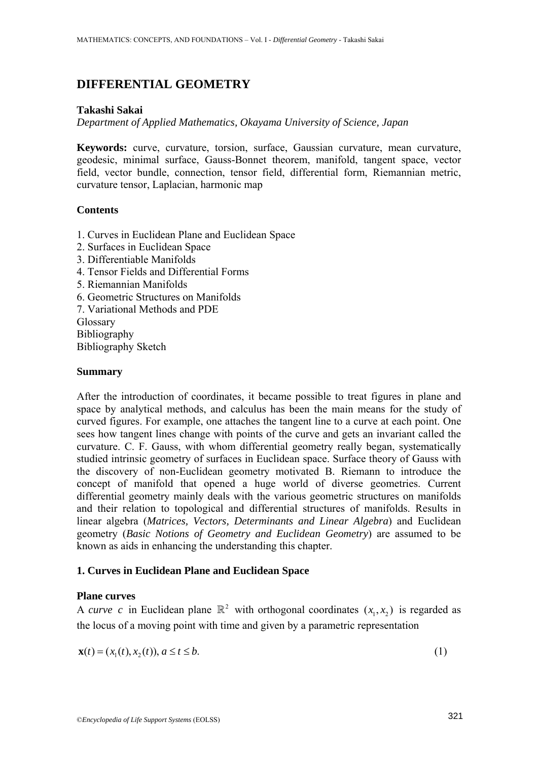# DIFFERENTIAL GEOMETRY

**Takashi Sakai**

*Department of Applied Mathematics, Okayama University of Science, Japan*

**Keywords:** curve, curvature, torsion, surface, Gaussian curvature, mean curvature, geodesic, minimal surface, Gauss-Bonnet theorem, manifold, tangent space, vector field, vector bundle, connection, tensor field, differential form, Riemannian metric, curvature tensor, Laplacian, harmonic map

## Contents

1. Curves in Euclidean Plane and Euclidean Space
2. Surfaces in Euclidean Space
3. Differentiable Manifolds
4. Tensor Fields and Differential Forms
5. Riemannian Manifolds
6. Geometric Structures on Manifolds
7. Variational Methods and PDE

Glossary
Bibliography
Bibliography Sketch

## Summary

After the introduction of coordinates, it became possible to treat figures in plane and space by analytical methods, and calculus has been the main means for the study of curved figures. For example, one attaches the tangent line to a curve at each point. One sees how tangent lines change with points of the curve and gets an invariant called the curvature. C. F. Gauss, with whom differential geometry really began, systematically studied intrinsic geometry of surfaces in Euclidean space. Surface theory of Gauss with the discovery of non-Euclidean geometry motivated B. Riemann to introduce the concept of manifold that opened a huge world of diverse geometries. Current differential geometry mainly deals with the various geometric structures on manifolds and their relation to topological and differential structures of manifolds. Results in linear algebra (*Matrices, Vectors, Determinants and Linear Algebra*) and Euclidean geometry (*Basic Notions of Geometry and Euclidean Geometry*) are assumed to be known as aids in enhancing the understanding this chapter.

## 1. Curves in Euclidean Plane and Euclidean Space

### Plane curves

A *curve* $c$ in Euclidean plane $\mathbb{R}^2$ with orthogonal coordinates $(x_1, x_2)$ is regarded as the locus of a moving point with time and given by a parametric representation

$$\mathbf{x}(t) = (x_1(t), x_2(t)), a \le t \le b. \tag{1}$$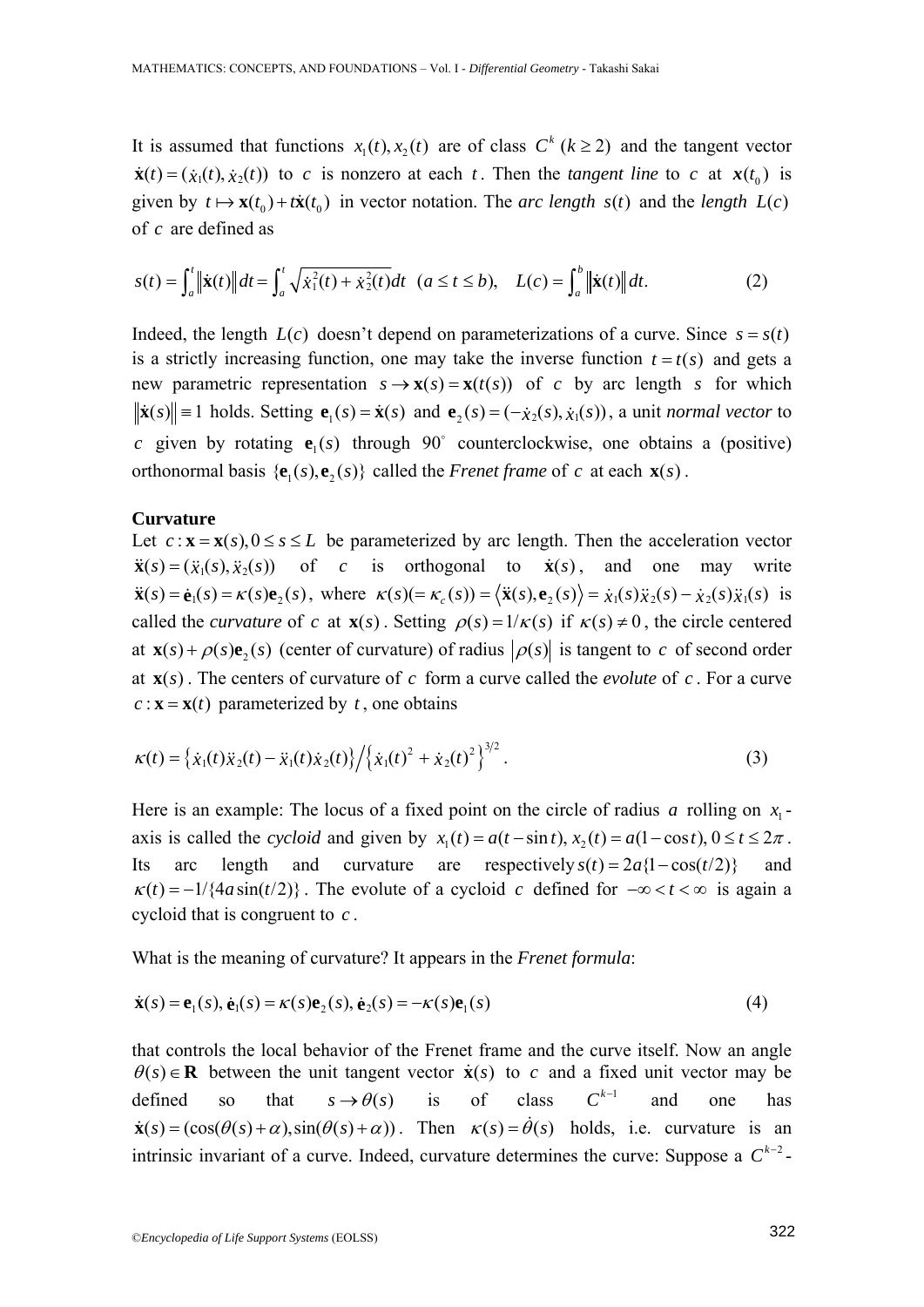It is assumed that functions $x_1(t), x_2(t)$ are of class $C^k$ $(k \geq 2)$ and the tangent vector $\dot{\mathbf{x}}(t) = (\dot{x}_1(t), \dot{x}_2(t))$ to $c$ is nonzero at each $t$. Then the *tangent line* to $c$ at $\mathbf{x}(t_0)$ is given by $t \mapsto \mathbf{x}(t_0) + t\dot{\mathbf{x}}(t_0)$ in vector notation. The *arc length* $s(t)$ and the *length* $L(c)$ of $c$ are defined as

$$s(t) = \int_a^t \left\|\dot{\mathbf{x}}(t)\right\| dt = \int_a^t \sqrt{\dot{x}_1^2(t) + \dot{x}_2^2(t)}dt \quad (a \leq t \leq b), \quad L(c) = \int_a^b \left\|\dot{\mathbf{x}}(t)\right\| dt. \tag{2}$$

Indeed, the length $L(c)$ doesn't depend on parameterizations of a curve. Since $s = s(t)$ is a strictly increasing function, one may take the inverse function $t = t(s)$ and gets a new parametric representation $s \to \mathbf{x}(s) = \mathbf{x}(t(s))$ of $c$ by arc length $s$ for which $\left\|\dot{\mathbf{x}}(s)\right\| \equiv 1$ holds. Setting $\mathbf{e}_1(s) = \dot{\mathbf{x}}(s)$ and $\mathbf{e}_2(s) = (-\dot{x}_2(s), \dot{x}_1(s))$, a unit *normal vector* to $c$ given by rotating $\mathbf{e}_1(s)$ through $90^\circ$ counterclockwise, one obtains a (positive) orthonormal basis $\{\mathbf{e}_1(s), \mathbf{e}_2(s)\}$ called the *Frenet frame* of $c$ at each $\mathbf{x}(s)$.

**Curvature**

Let $c: \mathbf{x} = \mathbf{x}(s), 0 \leq s \leq L$ be parameterized by arc length. Then the acceleration vector $\ddot{\mathbf{x}}(s) = (\ddot{x}_1(s), \ddot{x}_2(s))$ of $c$ is orthogonal to $\dot{\mathbf{x}}(s)$, and one may write $\ddot{\mathbf{x}}(s) = \dot{\mathbf{e}}_1(s) = \kappa(s)\mathbf{e}_2(s)$, where $\kappa(s)(= \kappa_c(s)) = \left\langle \ddot{\mathbf{x}}(s), \mathbf{e}_2(s)\right\rangle = \dot{x}_1(s)\ddot{x}_2(s) - \dot{x}_2(s)\ddot{x}_1(s)$ is called the *curvature* of $c$ at $\mathbf{x}(s)$. Setting $\rho(s) = 1/\kappa(s)$ if $\kappa(s) \neq 0$, the circle centered at $\mathbf{x}(s) + \rho(s)\mathbf{e}_2(s)$ (center of curvature) of radius $\left|\rho(s)\right|$ is tangent to $c$ of second order at $\mathbf{x}(s)$. The centers of curvature of $c$ form a curve called the *evolute* of $c$. For a curve $c: \mathbf{x} = \mathbf{x}(t)$ parameterized by $t$, one obtains

$$\kappa(t) = \left\{\dot{x}_1(t)\ddot{x}_2(t) - \ddot{x}_1(t)\dot{x}_2(t)\right\} \Big/ \left\{\dot{x}_1(t)^2 + \dot{x}_2(t)^2\right\}^{3/2}. \tag{3}$$

Here is an example: The locus of a fixed point on the circle of radius $a$ rolling on $x_1$-axis is called the *cycloid* and given by $x_1(t) = a(t - \sin t), x_2(t) = a(1 - \cos t), 0 \leq t \leq 2\pi$. Its arc length and curvature are respectively $s(t) = 2a\{1 - \cos(t/2)\}$ and $\kappa(t) = -1/\{4a\sin(t/2)\}$. The evolute of a cycloid $c$ defined for $-\infty < t < \infty$ is again a cycloid that is congruent to $c$.

What is the meaning of curvature? It appears in the *Frenet formula*:

$$\dot{\mathbf{x}}(s) = \mathbf{e}_1(s), \dot{\mathbf{e}}_1(s) = \kappa(s)\mathbf{e}_2(s), \dot{\mathbf{e}}_2(s) = -\kappa(s)\mathbf{e}_1(s) \tag{4}$$

that controls the local behavior of the Frenet frame and the curve itself. Now an angle $\theta(s) \in \mathbf{R}$ between the unit tangent vector $\dot{\mathbf{x}}(s)$ to $c$ and a fixed unit vector may be defined so that $s \to \theta(s)$ is of class $C^{k-1}$ and one has $\dot{\mathbf{x}}(s) = (\cos(\theta(s) + \alpha), \sin(\theta(s) + \alpha))$. Then $\kappa(s) = \dot{\theta}(s)$ holds, i.e. curvature is an intrinsic invariant of a curve. Indeed, curvature determines the curve: Suppose a $C^{k-2}$-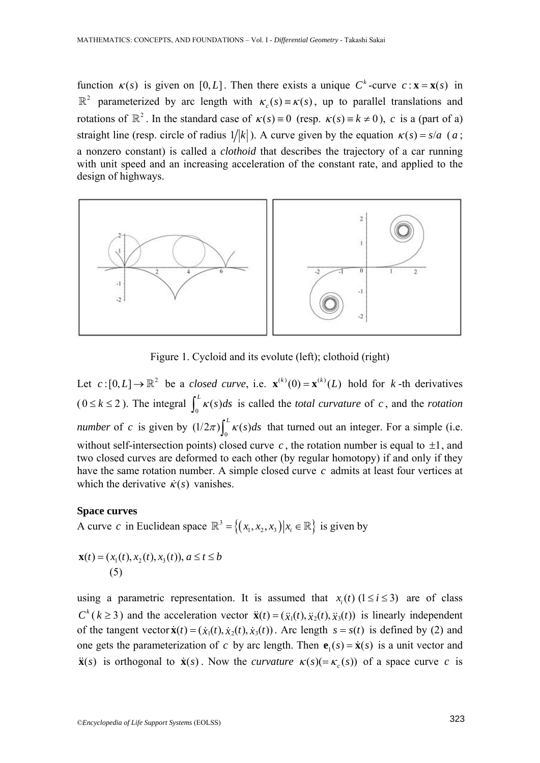function $\kappa(s)$ is given on $[0, L]$. Then there exists a unique $C^k$-curve $c : \mathbf{x} = \mathbf{x}(s)$ in $\mathbb{R}^2$ parameterized by arc length with $\kappa_c(s) \equiv \kappa(s)$, up to parallel translations and rotations of $\mathbb{R}^2$. In the standard case of $\kappa(s) \equiv 0$ (resp. $\kappa(s) \equiv k \neq 0$), $c$ is a (part of a) straight line (resp. circle of radius $1/|k|$). A curve given by the equation $\kappa(s) = s/a$ ($a$; a nonzero constant) is called a *clothoid* that describes the trajectory of a car running with unit speed and an increasing acceleration of the constant rate, and applied to the design of highways.

Figure 1. Cycloid and its evolute (left); clothoid (right)

Let $c : [0, L] \to \mathbb{R}^2$ be a *closed curve*, i.e. $\mathbf{x}^{(k)}(0) = \mathbf{x}^{(k)}(L)$ hold for $k$-th derivatives ($0 \leq k \leq 2$). The integral $\int_0^L \kappa(s) ds$ is called the *total curvature* of $c$, and the *rotation number* of $c$ is given by $(1/2\pi)\int_0^L \kappa(s) ds$ that turned out an integer. For a simple (i.e. without self-intersection points) closed curve $c$, the rotation number is equal to $\pm 1$, and two closed curves are deformed to each other (by regular homotopy) if and only if they have the same rotation number. A simple closed curve $c$ admits at least four vertices at which the derivative $\dot{\kappa}(s)$ vanishes.

**Space curves**

A curve $c$ in Euclidean space $\mathbb{R}^3 = \{(x_1, x_2, x_3) | x_i \in \mathbb{R}\}$ is given by

$$\mathbf{x}(t) = (x_1(t), x_2(t), x_3(t)), a \leq t \leq b \tag{5}$$

using a parametric representation. It is assumed that $x_i(t)$ $(1 \leq i \leq 3)$ are of class $C^k$ ($k \geq 3$) and the acceleration vector $\ddot{\mathbf{x}}(t) = (\ddot{x}_1(t), \ddot{x}_2(t), \ddot{x}_3(t))$ is linearly independent of the tangent vector $\dot{\mathbf{x}}(t) = (\dot{x}_1(t), \dot{x}_2(t), \dot{x}_3(t))$. Arc length $s = s(t)$ is defined by (2) and one gets the parameterization of $c$ by arc length. Then $\mathbf{e}_1(s) = \dot{\mathbf{x}}(s)$ is a unit vector and $\ddot{\mathbf{x}}(s)$ is orthogonal to $\dot{\mathbf{x}}(s)$. Now the *curvature* $\kappa(s) (= \kappa_c(s))$ of a space curve $c$ is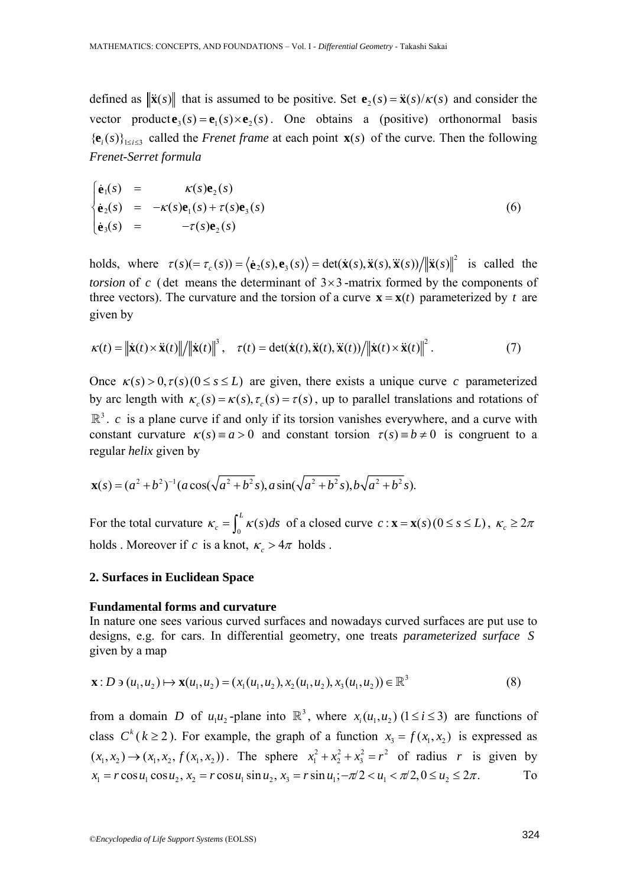defined as $\|\ddot{\mathbf{x}}(s)\|$ that is assumed to be positive. Set $\mathbf{e}_2(s) = \ddot{\mathbf{x}}(s)/\kappa(s)$ and consider the vector product $\mathbf{e}_3(s) = \mathbf{e}_1(s) \times \mathbf{e}_2(s)$. One obtains a (positive) orthonormal basis $\{\mathbf{e}_i(s)\}_{1 \le i \le 3}$ called the *Frenet frame* at each point $\mathbf{x}(s)$ of the curve. Then the following *Frenet-Serret formula*

$$
\begin{cases}
\dot{\mathbf{e}}_1(s) &= \kappa(s)\mathbf{e}_2(s) \\
\dot{\mathbf{e}}_2(s) &= -\kappa(s)\mathbf{e}_1(s) + \tau(s)\mathbf{e}_3(s) \\
\dot{\mathbf{e}}_3(s) &= -\tau(s)\mathbf{e}_2(s)
\end{cases}
\tag{6}
$$

holds, where $\tau(s)(=\tau_c(s)) = \langle \dot{\mathbf{e}}_2(s), \mathbf{e}_3(s) \rangle = \det(\dot{\mathbf{x}}(s), \ddot{\mathbf{x}}(s), \dddot{\mathbf{x}}(s)) / \|\ddot{\mathbf{x}}(s)\|^2$ is called the *torsion* of $c$ ($\det$ means the determinant of $3 \times 3$-matrix formed by the components of three vectors). The curvature and the torsion of a curve $\mathbf{x} = \mathbf{x}(t)$ parameterized by $t$ are given by

$$
\kappa(t) = \|\dot{\mathbf{x}}(t) \times \ddot{\mathbf{x}}(t)\| / \|\dot{\mathbf{x}}(t)\|^3, \quad \tau(t) = \det(\dot{\mathbf{x}}(t), \ddot{\mathbf{x}}(t), \dddot{\mathbf{x}}(t)) / \|\dot{\mathbf{x}}(t) \times \ddot{\mathbf{x}}(t)\|^2. \tag{7}
$$

Once $\kappa(s) > 0, \tau(s) (0 \le s \le L)$ are given, there exists a unique curve $c$ parameterized by arc length with $\kappa_c(s) = \kappa(s), \tau_c(s) = \tau(s)$, up to parallel translations and rotations of $\mathbb{R}^3$. $c$ is a plane curve if and only if its torsion vanishes everywhere, and a curve with constant curvature $\kappa(s) \equiv a > 0$ and constant torsion $\tau(s) \equiv b \ne 0$ is congruent to a regular *helix* given by

$$
\mathbf{x}(s) = (a^2 + b^2)^{-1}(a\cos(\sqrt{a^2 + b^2}s), a\sin(\sqrt{a^2 + b^2}s), b\sqrt{a^2 + b^2}s).
$$

For the total curvature $\kappa_c = \int_0^L \kappa(s)ds$ of a closed curve $c : \mathbf{x} = \mathbf{x}(s) (0 \le s \le L)$, $\kappa_c \ge 2\pi$ holds . Moreover if $c$ is a knot, $\kappa_c > 4\pi$ holds .

## 2. Surfaces in Euclidean Space

### Fundamental forms and curvature

In nature one sees various curved surfaces and nowadays curved surfaces are put use to designs, e.g. for cars. In differential geometry, one treats *parameterized surface* $S$ given by a map

$$
\mathbf{x} : D \ni (u_1, u_2) \mapsto \mathbf{x}(u_1, u_2) = (x_1(u_1, u_2), x_2(u_1, u_2), x_3(u_1, u_2)) \in \mathbb{R}^3 \tag{8}
$$

from a domain $D$ of $u_1u_2$-plane into $\mathbb{R}^3$, where $x_i(u_1, u_2)$ $(1 \le i \le 3)$ are functions of class $C^k$ ($k \ge 2$). For example, the graph of a function $x_3 = f(x_1, x_2)$ is expressed as $(x_1, x_2) \to (x_1, x_2, f(x_1, x_2))$. The sphere $x_1^2 + x_2^2 + x_3^2 = r^2$ of radius $r$ is given by $x_1 = r\cos u_1 \cos u_2$, $x_2 = r\cos u_1 \sin u_2$, $x_3 = r\sin u_1; -\pi/2 < u_1 < \pi/2, 0 \le u_2 \le 2\pi.$ To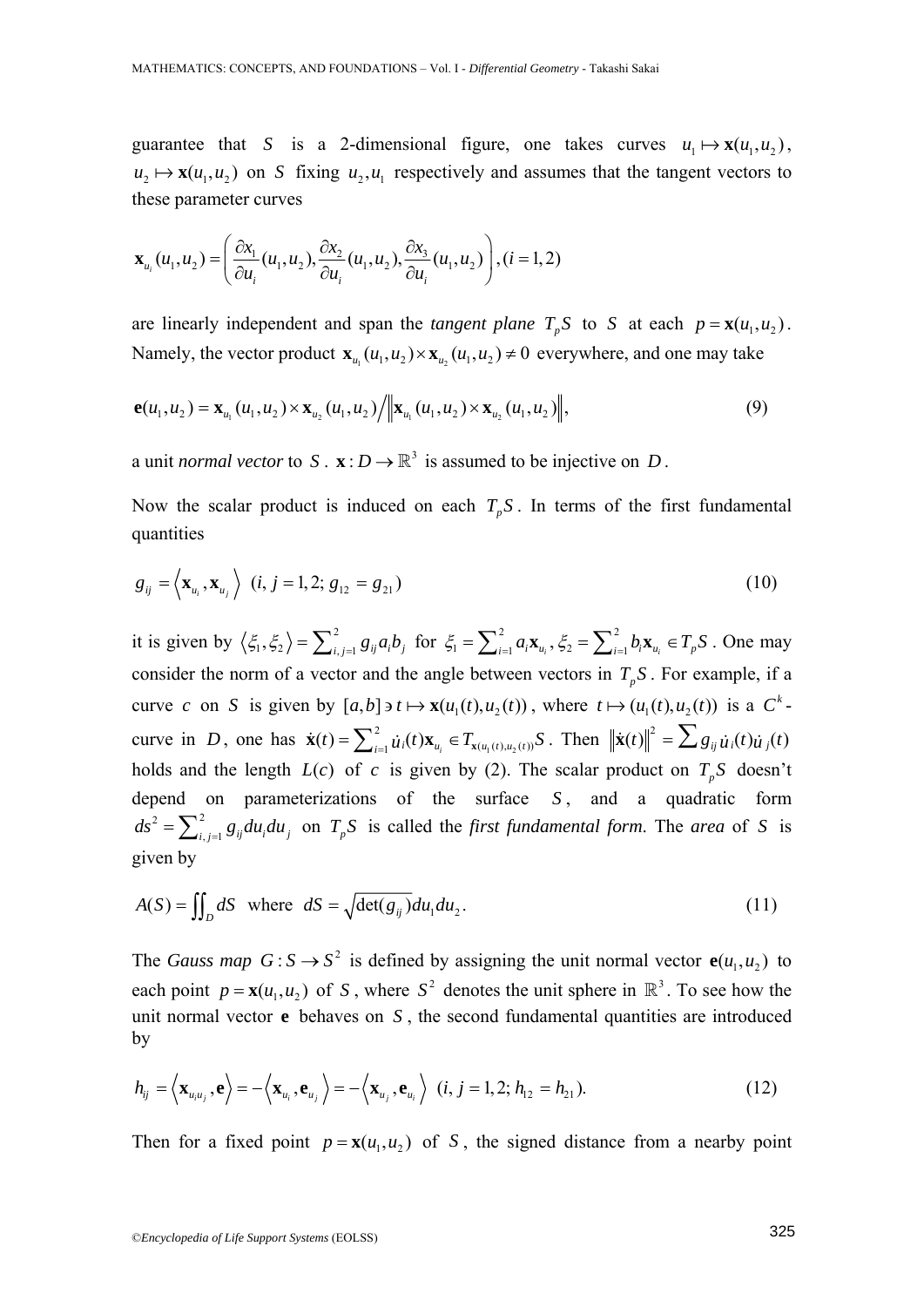guarantee that $S$ is a 2-dimensional figure, one takes curves $u_1 \mapsto \mathbf{x}(u_1, u_2)$, $u_2 \mapsto \mathbf{x}(u_1, u_2)$ on $S$ fixing $u_2, u_1$ respectively and assumes that the tangent vectors to these parameter curves

$$\mathbf{x}_{u_i}(u_1, u_2) = \left( \frac{\partial x_1}{\partial u_i}(u_1, u_2), \frac{\partial x_2}{\partial u_i}(u_1, u_2), \frac{\partial x_3}{\partial u_i}(u_1, u_2) \right), (i = 1, 2)$$

are linearly independent and span the *tangent plane* $T_pS$ to $S$ at each $p = \mathbf{x}(u_1, u_2)$. Namely, the vector product $\mathbf{x}_{u_1}(u_1, u_2) \times \mathbf{x}_{u_2}(u_1, u_2) \neq 0$ everywhere, and one may take

$$\mathbf{e}(u_1, u_2) = \mathbf{x}_{u_1}(u_1, u_2) \times \mathbf{x}_{u_2}(u_1, u_2) \Big/ \left\| \mathbf{x}_{u_1}(u_1, u_2) \times \mathbf{x}_{u_2}(u_1, u_2) \right\|, \tag{9}$$

a unit *normal vector* to $S$. $\mathbf{x} : D \to \mathbb{R}^3$ is assumed to be injective on $D$.

Now the scalar product is induced on each $T_pS$. In terms of the first fundamental quantities

$$g_{ij} = \left\langle \mathbf{x}_{u_i}, \mathbf{x}_{u_j} \right\rangle \ \ (i, j = 1, 2; g_{12} = g_{21}) \tag{10}$$

it is given by $\langle \xi_1, \xi_2 \rangle = \sum_{i,j=1}^{2} g_{ij} a_i b_j$ for $\xi_1 = \sum_{i=1}^{2} a_i \mathbf{x}_{u_i}, \xi_2 = \sum_{i=1}^{2} b_i \mathbf{x}_{u_i} \in T_pS$. One may consider the norm of a vector and the angle between vectors in $T_pS$. For example, if a curve $c$ on $S$ is given by $[a,b] \ni t \mapsto \mathbf{x}(u_1(t), u_2(t))$, where $t \mapsto (u_1(t), u_2(t))$ is a $C^k$-curve in $D$, one has $\dot{\mathbf{x}}(t) = \sum_{i=1}^{2} \dot{u}_i(t) \mathbf{x}_{u_i} \in T_{\mathbf{x}(u_1(t), u_2(t))}S$. Then $\|\dot{\mathbf{x}}(t)\|^2 = \sum g_{ij} \dot{u}_i(t) \dot{u}_j(t)$ holds and the length $L(c)$ of $c$ is given by (2). The scalar product on $T_pS$ doesn't depend on parameterizations of the surface $S$, and a quadratic form $ds^2 = \sum_{i,j=1}^{2} g_{ij} du_i du_j$ on $T_pS$ is called the *first fundamental form*. The *area* of $S$ is given by

$$A(S) = \iint_D dS \ \ \text{where} \ \ dS = \sqrt{\det(g_{ij})}\, du_1 du_2. \tag{11}$$

The *Gauss map* $G : S \to S^2$ is defined by assigning the unit normal vector $\mathbf{e}(u_1, u_2)$ to each point $p = \mathbf{x}(u_1, u_2)$ of $S$, where $S^2$ denotes the unit sphere in $\mathbb{R}^3$. To see how the unit normal vector $\mathbf{e}$ behaves on $S$, the second fundamental quantities are introduced by

$$h_{ij} = \left\langle \mathbf{x}_{u_i u_j}, \mathbf{e} \right\rangle = -\left\langle \mathbf{x}_{u_i}, \mathbf{e}_{u_j} \right\rangle = -\left\langle \mathbf{x}_{u_j}, \mathbf{e}_{u_i} \right\rangle \ \ (i, j = 1, 2; h_{12} = h_{21}). \tag{12}$$

Then for a fixed point $p = \mathbf{x}(u_1, u_2)$ of $S$, the signed distance from a nearby point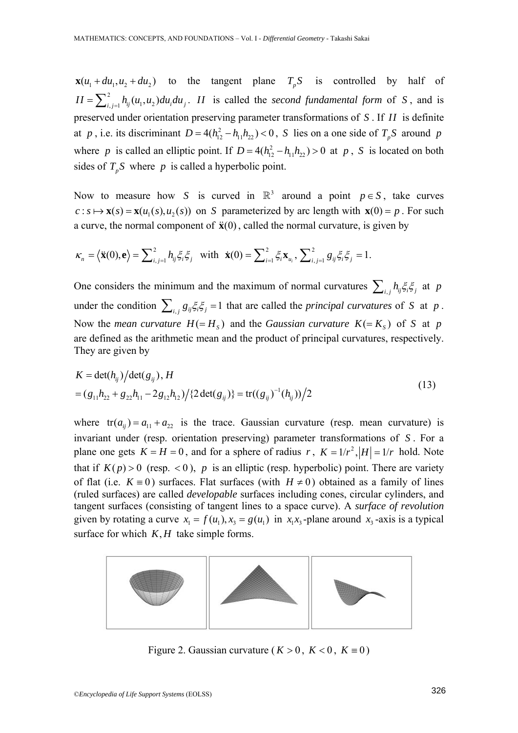$\mathbf{x}(u_1 + du_1, u_2 + du_2)$ to the tangent plane $T_pS$ is controlled by half of $II = \sum_{i,j=1}^{2} h_{ij}(u_1, u_2) du_i du_j$. $II$ is called the *second fundamental form* of $S$, and is preserved under orientation preserving parameter transformations of $S$. If $II$ is definite at $p$, i.e. its discriminant $D = 4(h_{12}^2 - h_{11}h_{22}) < 0$, $S$ lies on a one side of $T_pS$ around $p$ where $p$ is called an elliptic point. If $D = 4(h_{12}^2 - h_{11}h_{22}) > 0$ at $p$, $S$ is located on both sides of $T_pS$ where $p$ is called a hyperbolic point.

Now to measure how $S$ is curved in $\mathbb{R}^3$ around a point $p \in S$, take curves $c : s \mapsto \mathbf{x}(s) = \mathbf{x}(u_1(s), u_2(s))$ on $S$ parameterized by arc length with $\mathbf{x}(0) = p$. For such a curve, the normal component of $\ddot{\mathbf{x}}(0)$, called the normal curvature, is given by

$$\kappa_n = \langle \ddot{\mathbf{x}}(0), \mathbf{e} \rangle = \sum_{i,j=1}^{2} h_{ij}\xi_i\xi_j \quad \text{with} \quad \dot{\mathbf{x}}(0) = \sum_{i=1}^{2} \xi_i \mathbf{x}_{u_i}, \ \sum_{i,j=1}^{2} g_{ij}\xi_i\xi_j = 1.$$

One considers the minimum and the maximum of normal curvatures $\sum_{i,j} h_{ij}\xi_i\xi_j$ at $p$ under the condition $\sum_{i,j} g_{ij}\xi_i\xi_j = 1$ that are called the *principal curvatures* of $S$ at $p$. Now the *mean curvature* $H (= H_S)$ and the *Gaussian curvature* $K (= K_S)$ of $S$ at $p$ are defined as the arithmetic mean and the product of principal curvatures, respectively. They are given by

$$\begin{aligned} &K = \det(h_{ij}) \big/ \det(g_{ij}),\ H \\ &= (g_{11}h_{22} + g_{22}h_{11} - 2g_{12}h_{12}) \big/ \{2\det(g_{ij})\} = \operatorname{tr}((g_{ij})^{-1}(h_{ij})) \big/ 2 \end{aligned} \tag{13}$$

where $\operatorname{tr}(a_{ij}) = a_{11} + a_{22}$ is the trace. Gaussian curvature (resp. mean curvature) is invariant under (resp. orientation preserving) parameter transformations of $S$. For a plane one gets $K = H = 0$, and for a sphere of radius $r$, $K = 1/r^2, |H| = 1/r$ hold. Note that if $K(p) > 0$ (resp. $< 0$), $p$ is an elliptic (resp. hyperbolic) point. There are variety of flat (i.e. $K \equiv 0$) surfaces. Flat surfaces (with $H \neq 0$) obtained as a family of lines (ruled surfaces) are called *developable* surfaces including cones, circular cylinders, and tangent surfaces (consisting of tangent lines to a space curve). A *surface of revolution* given by rotating a curve $x_1 = f(u_1), x_3 = g(u_1)$ in $x_1x_3$-plane around $x_3$-axis is a typical surface for which $K, H$ take simple forms.

Figure 2. Gaussian curvature ($K > 0$, $K < 0$, $K \equiv 0$)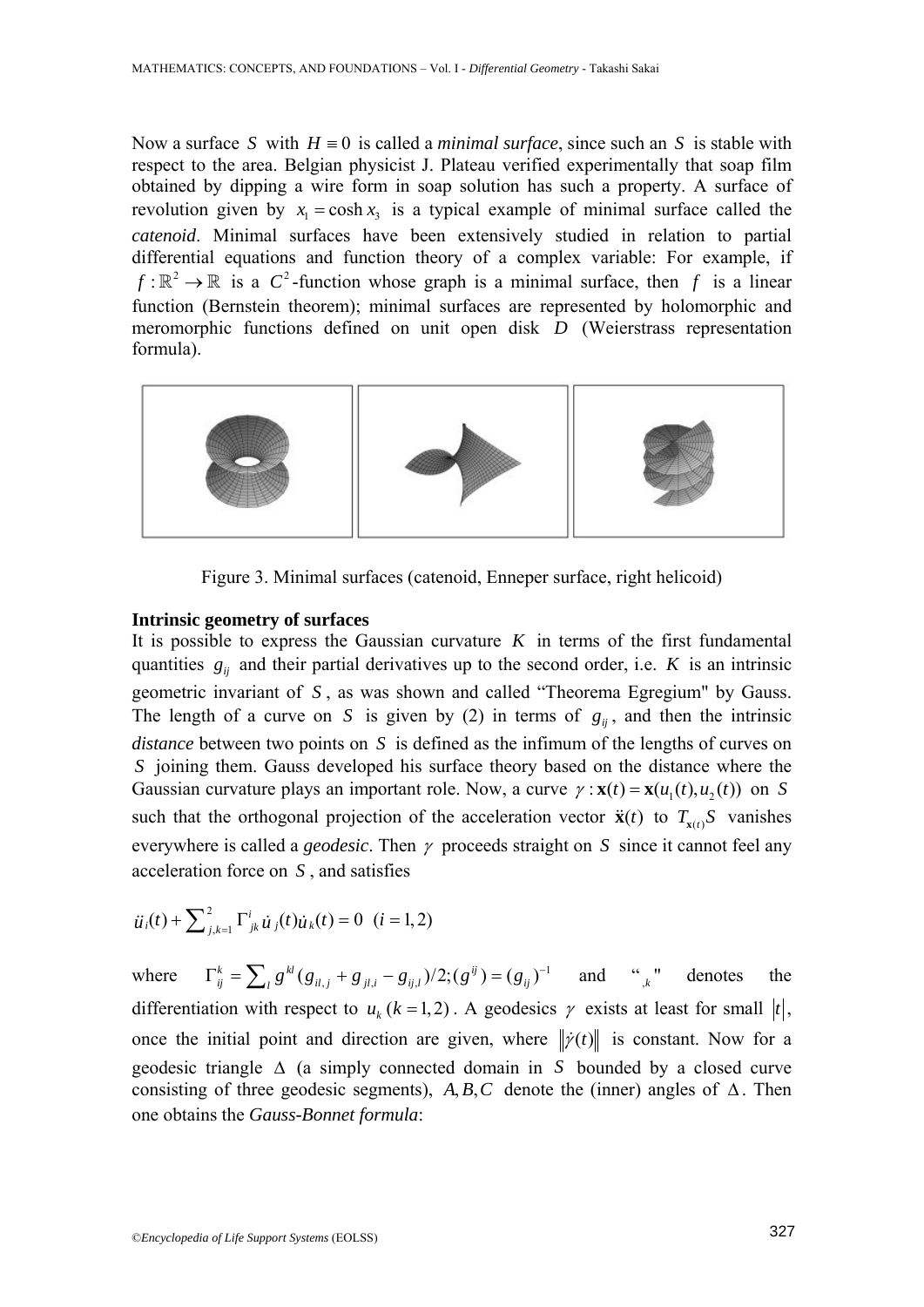Now a surface $S$ with $H \equiv 0$ is called a *minimal surface*, since such an $S$ is stable with respect to the area. Belgian physicist J. Plateau verified experimentally that soap film obtained by dipping a wire form in soap solution has such a property. A surface of revolution given by $x_1 = \cosh x_3$ is a typical example of minimal surface called the *catenoid*. Minimal surfaces have been extensively studied in relation to partial differential equations and function theory of a complex variable: For example, if $f : \mathbb{R}^2 \to \mathbb{R}$ is a $C^2$-function whose graph is a minimal surface, then $f$ is a linear function (Bernstein theorem); minimal surfaces are represented by holomorphic and meromorphic functions defined on unit open disk $D$ (Weierstrass representation formula).

Figure 3. Minimal surfaces (catenoid, Enneper surface, right helicoid)

**Intrinsic geometry of surfaces**

It is possible to express the Gaussian curvature $K$ in terms of the first fundamental quantities $g_{ij}$ and their partial derivatives up to the second order, i.e. $K$ is an intrinsic geometric invariant of $S$, as was shown and called "Theorema Egregium" by Gauss. The length of a curve on $S$ is given by (2) in terms of $g_{ij}$, and then the intrinsic *distance* between two points on $S$ is defined as the infimum of the lengths of curves on $S$ joining them. Gauss developed his surface theory based on the distance where the Gaussian curvature plays an important role. Now, a curve $\gamma : \mathbf{x}(t) = \mathbf{x}(u_1(t), u_2(t))$ on $S$ such that the orthogonal projection of the acceleration vector $\ddot{\mathbf{x}}(t)$ to $T_{\mathbf{x}(t)}S$ vanishes everywhere is called a *geodesic*. Then $\gamma$ proceeds straight on $S$ since it cannot feel any acceleration force on $S$, and satisfies

$$\ddot{u}_i(t) + \sum\nolimits_{j,k=1}^{2} \Gamma^i_{jk} \dot{u}_j(t)\dot{u}_k(t) = 0 \quad (i = 1, 2)$$

where $\Gamma^k_{ij} = \sum_l g^{kl}(g_{il,j} + g_{jl,i} - g_{ij,l})/2; (g^{ij}) = (g_{ij})^{-1}$ and "$_{,k}$" denotes the differentiation with respect to $u_k$ $(k = 1, 2)$. A geodesics $\gamma$ exists at least for small $|t|$, once the initial point and direction are given, where $\|\dot{\gamma}(t)\|$ is constant. Now for a geodesic triangle $\Delta$ (a simply connected domain in $S$ bounded by a closed curve consisting of three geodesic segments), $A, B, C$ denote the (inner) angles of $\Delta$. Then one obtains the *Gauss-Bonnet formula*: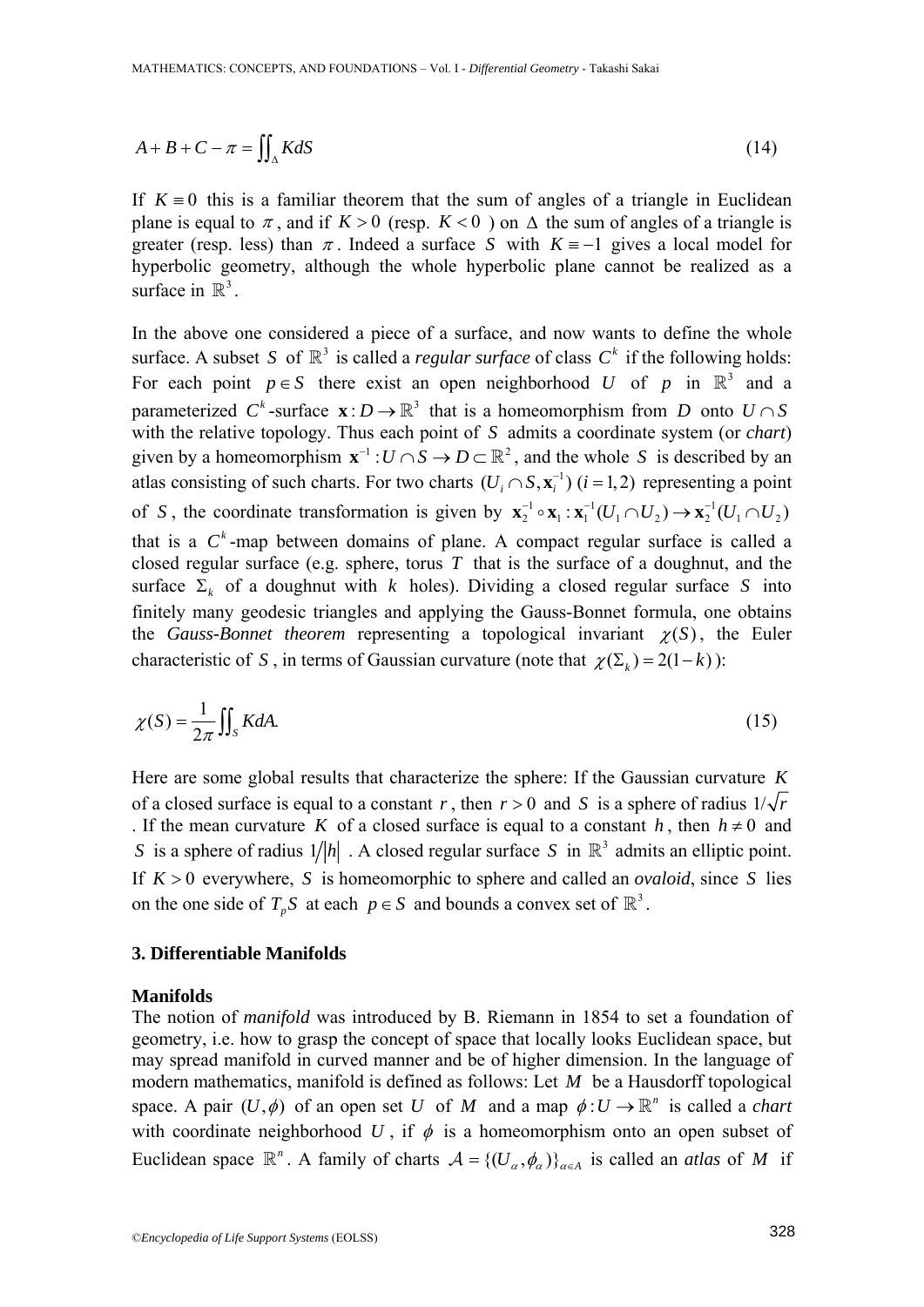$$A + B + C - \pi = \iint_{\Delta} KdS \tag{14}$$

If $K \equiv 0$ this is a familiar theorem that the sum of angles of a triangle in Euclidean plane is equal to $\pi$, and if $K > 0$ (resp. $K < 0$ ) on $\Delta$ the sum of angles of a triangle is greater (resp. less) than $\pi$. Indeed a surface $S$ with $K \equiv -1$ gives a local model for hyperbolic geometry, although the whole hyperbolic plane cannot be realized as a surface in $\mathbb{R}^3$.

In the above one considered a piece of a surface, and now wants to define the whole surface. A subset $S$ of $\mathbb{R}^3$ is called a *regular surface* of class $C^k$ if the following holds: For each point $p \in S$ there exist an open neighborhood $U$ of $p$ in $\mathbb{R}^3$ and a parameterized $C^k$-surface $\mathbf{x} : D \to \mathbb{R}^3$ that is a homeomorphism from $D$ onto $U \cap S$ with the relative topology. Thus each point of $S$ admits a coordinate system (or *chart*) given by a homeomorphism $\mathbf{x}^{-1} : U \cap S \to D \subset \mathbb{R}^2$, and the whole $S$ is described by an atlas consisting of such charts. For two charts $(U_i \cap S, \mathbf{x}_i^{-1})$ $(i = 1, 2)$ representing a point of $S$, the coordinate transformation is given by $\mathbf{x}_2^{-1} \circ \mathbf{x}_1 : \mathbf{x}_1^{-1}(U_1 \cap U_2) \to \mathbf{x}_2^{-1}(U_1 \cap U_2)$ that is a $C^k$-map between domains of plane. A compact regular surface is called a closed regular surface (e.g. sphere, torus $T$ that is the surface of a doughnut, and the surface $\Sigma_k$ of a doughnut with $k$ holes). Dividing a closed regular surface $S$ into finitely many geodesic triangles and applying the Gauss-Bonnet formula, one obtains the *Gauss-Bonnet theorem* representing a topological invariant $\chi(S)$, the Euler characteristic of $S$, in terms of Gaussian curvature (note that $\chi(\Sigma_k) = 2(1-k)$ ):

$$\chi(S) = \frac{1}{2\pi} \iint_S KdA. \tag{15}$$

Here are some global results that characterize the sphere: If the Gaussian curvature $K$ of a closed surface is equal to a constant $r$, then $r > 0$ and $S$ is a sphere of radius $1/\sqrt{r}$. If the mean curvature $K$ of a closed surface is equal to a constant $h$, then $h \neq 0$ and $S$ is a sphere of radius $1/|h|$. A closed regular surface $S$ in $\mathbb{R}^3$ admits an elliptic point. If $K > 0$ everywhere, $S$ is homeomorphic to sphere and called an *ovaloid*, since $S$ lies on the one side of $T_pS$ at each $p \in S$ and bounds a convex set of $\mathbb{R}^3$.

## 3. Differentiable Manifolds

### Manifolds

The notion of *manifold* was introduced by B. Riemann in 1854 to set a foundation of geometry, i.e. how to grasp the concept of space that locally looks Euclidean space, but may spread manifold in curved manner and be of higher dimension. In the language of modern mathematics, manifold is defined as follows: Let $M$ be a Hausdorff topological space. A pair $(U, \phi)$ of an open set $U$ of $M$ and a map $\phi : U \to \mathbb{R}^n$ is called a *chart* with coordinate neighborhood $U$, if $\phi$ is a homeomorphism onto an open subset of Euclidean space $\mathbb{R}^n$. A family of charts $\mathcal{A} = \{(U_\alpha, \phi_\alpha)\}_{\alpha \in A}$ is called an *atlas* of $M$ if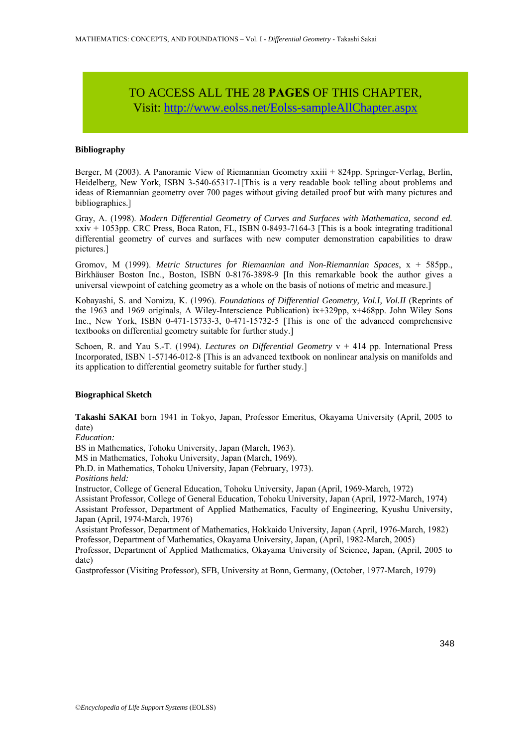TO ACCESS ALL THE 28 **PAGES** OF THIS CHAPTER,
Visit: [http://www.eolss.net/Eolss-sampleAllChapter.aspx](http://www.eolss.net/Eolss-sampleAllChapter.aspx)

**Bibliography**

Berger, M (2003). A Panoramic View of Riemannian Geometry xxiii + 824pp. Springer-Verlag, Berlin, Heidelberg, New York, ISBN 3-540-65317-1[This is a very readable book telling about problems and ideas of Riemannian geometry over 700 pages without giving detailed proof but with many pictures and bibliographies.]

Gray, A. (1998). *Modern Differential Geometry of Curves and Surfaces with Mathematica, second ed.* xxiv + 1053pp. CRC Press, Boca Raton, FL, ISBN 0-8493-7164-3 [This is a book integrating traditional differential geometry of curves and surfaces with new computer demonstration capabilities to draw pictures.]

Gromov, M (1999). *Metric Structures for Riemannian and Non-Riemannian Spaces*, x + 585pp., Birkhäuser Boston Inc., Boston, ISBN 0-8176-3898-9 [In this remarkable book the author gives a universal viewpoint of catching geometry as a whole on the basis of notions of metric and measure.]

Kobayashi, S. and Nomizu, K. (1996). *Foundations of Differential Geometry, Vol.I, Vol.II* (Reprints of the 1963 and 1969 originals, A Wiley-Interscience Publication) ix+329pp, x+468pp. John Wiley Sons Inc., New York, ISBN 0-471-15733-3, 0-471-15732-5 [This is one of the advanced comprehensive textbooks on differential geometry suitable for further study.]

Schoen, R. and Yau S.-T. (1994). *Lectures on Differential Geometry* v + 414 pp. International Press Incorporated, ISBN 1-57146-012-8 [This is an advanced textbook on nonlinear analysis on manifolds and its application to differential geometry suitable for further study.]

**Biographical Sketch**

**Takashi SAKAI** born 1941 in Tokyo, Japan, Professor Emeritus, Okayama University (April, 2005 to date)

*Education:*

BS in Mathematics, Tohoku University, Japan (March, 1963).

MS in Mathematics, Tohoku University, Japan (March, 1969).

Ph.D. in Mathematics, Tohoku University, Japan (February, 1973).

*Positions held:*

Instructor, College of General Education, Tohoku University, Japan (April, 1969-March, 1972)

Assistant Professor, College of General Education, Tohoku University, Japan (April, 1972-March, 1974)

Assistant Professor, Department of Applied Mathematics, Faculty of Engineering, Kyushu University, Japan (April, 1974-March, 1976)

Assistant Professor, Department of Mathematics, Hokkaido University, Japan (April, 1976-March, 1982)

Professor, Department of Mathematics, Okayama University, Japan, (April, 1982-March, 2005)

Professor, Department of Applied Mathematics, Okayama University of Science, Japan, (April, 2005 to date)

Gastprofessor (Visiting Professor), SFB, University at Bonn, Germany, (October, 1977-March, 1979)